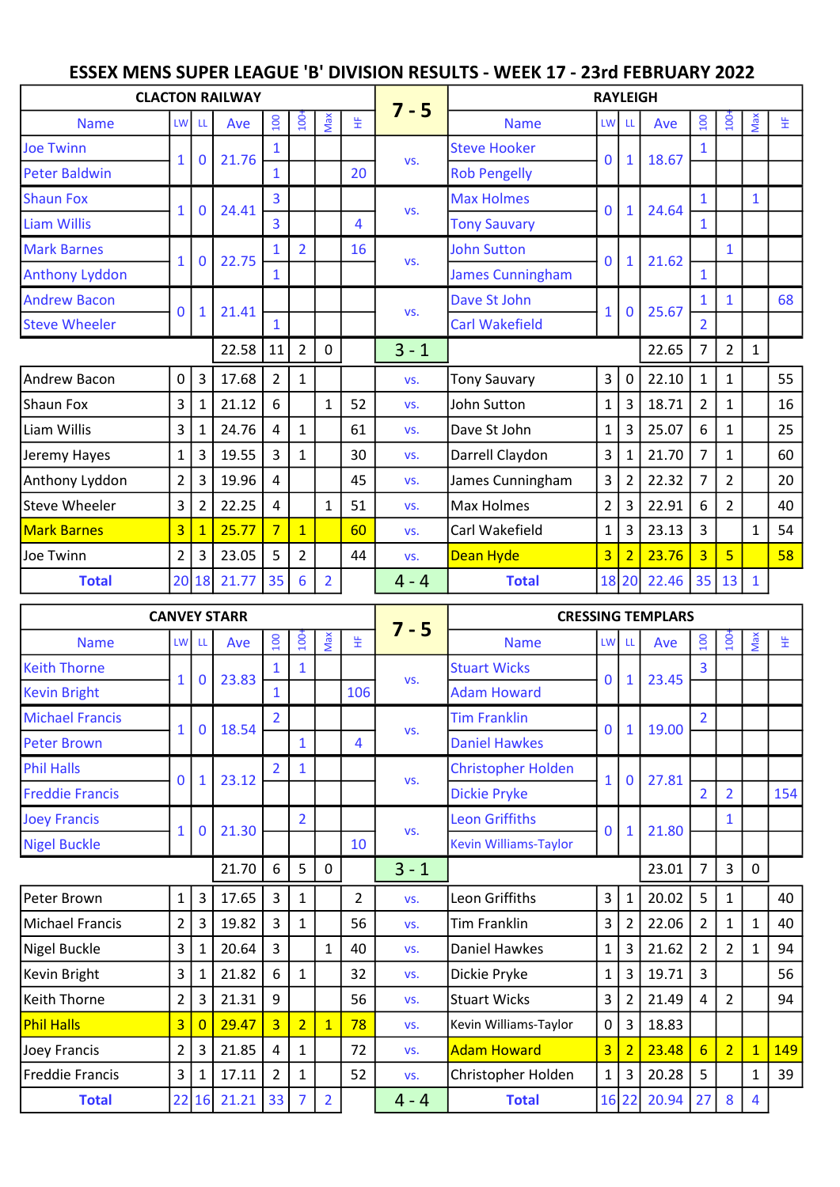# ESSEX MENS SUPER LEAGUE 'B' DIVISION RESULTS - WEEK 17 - 23rd FEBRUARY 2022

| CLACTON RAILWAY | | | | | | | | 7 - 5 | RAYLEIGH | | | | | | | |
|---|---|---|---|---|---|---|---|---|---|---|---|---|---|---|---|---|
| Name | LW | LL | Ave | 100 | 100+ | Max | HF | | Name | LW | LL | Ave | 100 | 100+ | Max | HF |
| Joe Twinn | 1 | 0 | 21.76 | 1 | | | | vs. | Steve Hooker | 0 | 1 | 18.67 | 1 | | | |
| Peter Baldwin | | | | 1 | | | 20 | | Rob Pengelly | | | | | | | |
| Shaun Fox | 1 | 0 | 24.41 | 3 | | | | vs. | Max Holmes | 0 | 1 | 24.64 | 1 | | 1 | |
| Liam Willis | | | | 3 | | | 4 | | Tony Sauvary | | | | 1 | | | |
| Mark Barnes | 1 | 0 | 22.75 | 1 | 2 | | 16 | vs. | John Sutton | 0 | 1 | 21.62 | | 1 | | |
| Anthony Lyddon | | | | 1 | | | | | James Cunningham | | | | 1 | | | |
| Andrew Bacon | 0 | 1 | 21.41 | | | | | vs. | Dave St John | 1 | 0 | 25.67 | 1 | 1 | | 68 |
| Steve Wheeler | | | | 1 | | | | | Carl Wakefield | | | | 2 | | | |
| | | | 22.58 | 11 | 2 | 0 | | 3 - 1 | | | | 22.65 | 7 | 2 | 1 | |
| Andrew Bacon | 0 | 3 | 17.68 | 2 | 1 | | | vs. | Tony Sauvary | 3 | 0 | 22.10 | 1 | 1 | | 55 |
| Shaun Fox | 3 | 1 | 21.12 | 6 | | 1 | 52 | vs. | John Sutton | 1 | 3 | 18.71 | 2 | 1 | | 16 |
| Liam Willis | 3 | 1 | 24.76 | 4 | 1 | | 61 | vs. | Dave St John | 1 | 3 | 25.07 | 6 | 1 | | 25 |
| Jeremy Hayes | 1 | 3 | 19.55 | 3 | 1 | | 30 | vs. | Darrell Claydon | 3 | 1 | 21.70 | 7 | 1 | | 60 |
| Anthony Lyddon | 2 | 3 | 19.96 | 4 | | | 45 | vs. | James Cunningham | 3 | 2 | 22.32 | 7 | 2 | | 20 |
| Steve Wheeler | 3 | 2 | 22.25 | 4 | | 1 | 51 | vs. | Max Holmes | 2 | 3 | 22.91 | 6 | 2 | | 40 |
| Mark Barnes | 3 | 1 | 25.77 | 7 | 1 | | 60 | vs. | Carl Wakefield | 1 | 3 | 23.13 | 3 | | 1 | 54 |
| Joe Twinn | 2 | 3 | 23.05 | 5 | 2 | | 44 | vs. | Dean Hyde | 3 | 2 | 23.76 | 3 | 5 | | 58 |
| Total | 20 | 18 | 21.77 | 35 | 6 | 2 | | 4 - 4 | Total | 18 | 20 | 22.46 | 35 | 13 | 1 | |

| CANVEY STARR | | | | | | | | 7 - 5 | CRESSING TEMPLARS | | | | | | | |
|---|---|---|---|---|---|---|---|---|---|---|---|---|---|---|---|---|
| Name | LW | LL | Ave | 100 | 100+ | Max | HF | | Name | LW | LL | Ave | 100 | 100+ | Max | HF |
| Keith Thorne | 1 | 0 | 23.83 | 1 | 1 | | | vs. | Stuart Wicks | 0 | 1 | 23.45 | 3 | | | |
| Kevin Bright | | | | 1 | | | 106 | | Adam Howard | | | | | | | |
| Michael Francis | 1 | 0 | 18.54 | 2 | | | | vs. | Tim Franklin | 0 | 1 | 19.00 | 2 | | | |
| Peter Brown | | | | | 1 | | 4 | | Daniel Hawkes | | | | | | | |
| Phil Halls | 0 | 1 | 23.12 | 2 | 1 | | | vs. | Christopher Holden | 1 | 0 | 27.81 | | | | |
| Freddie Francis | | | | | | | | | Dickie Pryke | | | | 2 | 2 | | 154 |
| Joey Francis | 1 | 0 | 21.30 | | 2 | | | vs. | Leon Griffiths | 0 | 1 | 21.80 | | 1 | | |
| Nigel Buckle | | | | | | | 10 | | Kevin Williams-Taylor | | | | | | | |
| | | | 21.70 | 6 | 5 | 0 | | 3 - 1 | | | | 23.01 | 7 | 3 | 0 | |
| Peter Brown | 1 | 3 | 17.65 | 3 | 1 | | 2 | vs. | Leon Griffiths | 3 | 1 | 20.02 | 5 | 1 | | 40 |
| Michael Francis | 2 | 3 | 19.82 | 3 | 1 | | 56 | vs. | Tim Franklin | 3 | 2 | 22.06 | 2 | 1 | 1 | 40 |
| Nigel Buckle | 3 | 1 | 20.64 | 3 | | 1 | 40 | vs. | Daniel Hawkes | 1 | 3 | 21.62 | 2 | 2 | 1 | 94 |
| Kevin Bright | 3 | 1 | 21.82 | 6 | 1 | | 32 | vs. | Dickie Pryke | 1 | 3 | 19.71 | 3 | | | 56 |
| Keith Thorne | 2 | 3 | 21.31 | 9 | | | 56 | vs. | Stuart Wicks | 3 | 2 | 21.49 | 4 | 2 | | 94 |
| Phil Halls | 3 | 0 | 29.47 | 3 | 2 | 1 | 78 | vs. | Kevin Williams-Taylor | 0 | 3 | 18.83 | | | | |
| Joey Francis | 2 | 3 | 21.85 | 4 | 1 | | 72 | vs. | Adam Howard | 3 | 2 | 23.48 | 6 | 2 | 1 | 149 |
| Freddie Francis | 3 | 1 | 17.11 | 2 | 1 | | 52 | vs. | Christopher Holden | 1 | 3 | 20.28 | 5 | | 1 | 39 |
| Total | 22 | 16 | 21.21 | 33 | 7 | 2 | | 4 - 4 | Total | 16 | 22 | 20.94 | 27 | 8 | 4 | |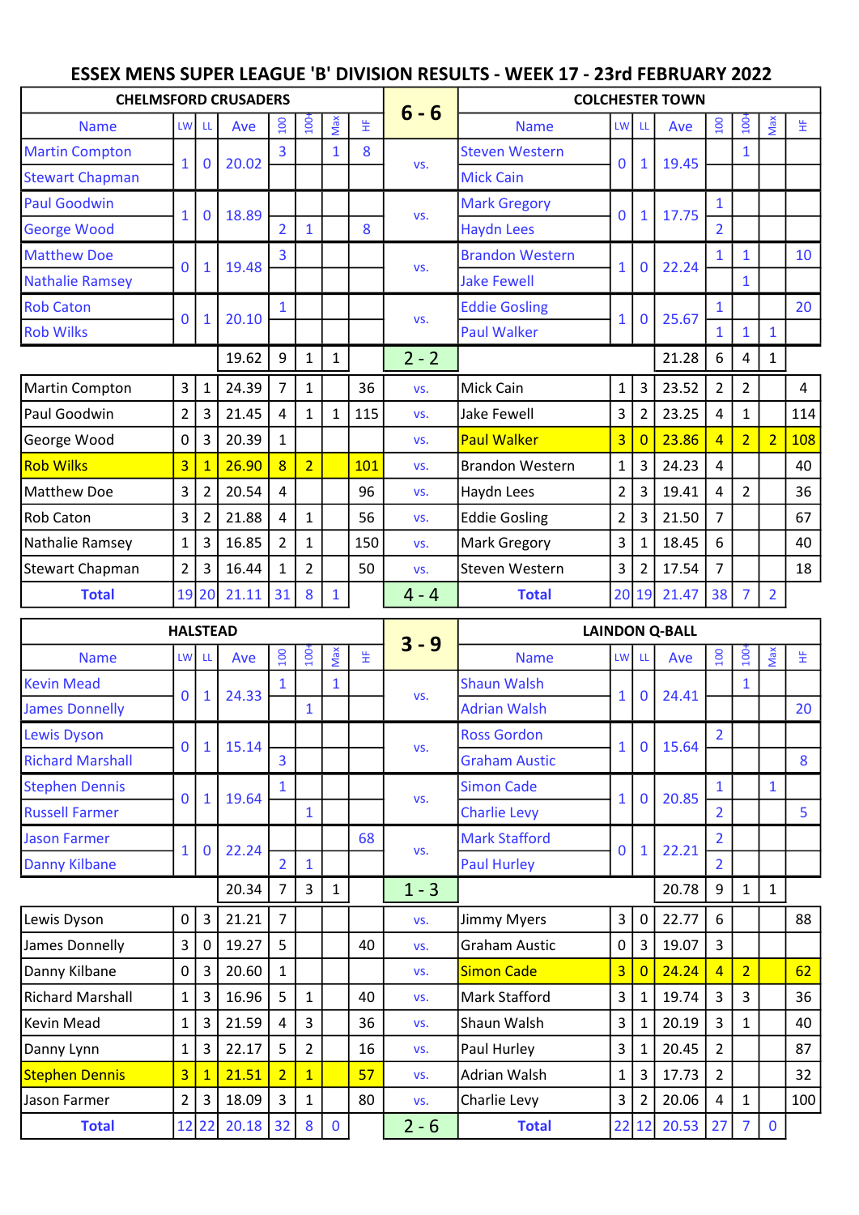# ESSEX MENS SUPER LEAGUE 'B' DIVISION RESULTS - WEEK 17 - 23rd FEBRUARY 2022

| CHELMSFORD CRUSADERS | | | | | | | | 6 - 6 | COLCHESTER TOWN | | | | | | | |
|---|---|---|---|---|---|---|---|---|---|---|---|---|---|---|---|---|
| Name | LW | LL | Ave | 100 | 100+ | Max | HF | | Name | LW | LL | Ave | 100 | 100+ | Max | HF |
| Martin Compton | 1 | 0 | 20.02 | 3 | | 1 | 8 | vs. | Steven Western | 0 | 1 | 19.45 | | 1 | | |
| Stewart Chapman | | | | | | | | | Mick Cain | | | | | | | |
| Paul Goodwin | 1 | 0 | 18.89 | | | | | vs. | Mark Gregory | 0 | 1 | 17.75 | 1 | | | |
| George Wood | | | | 2 | 1 | | 8 | | Haydn Lees | | | | 2 | | | |
| Matthew Doe | 0 | 1 | 19.48 | 3 | | | | vs. | Brandon Western | 1 | 0 | 22.24 | 1 | 1 | | 10 |
| Nathalie Ramsey | | | | | | | | | Jake Fewell | | | | | 1 | | |
| Rob Caton | 0 | 1 | 20.10 | 1 | | | | vs. | Eddie Gosling | 1 | 0 | 25.67 | 1 | | | 20 |
| Rob Wilks | | | | | | | | | Paul Walker | | | | 1 | 1 | 1 | |
| | | | 19.62 | 9 | 1 | 1 | | 2 - 2 | | | | 21.28 | 6 | 4 | 1 | |
| Martin Compton | 3 | 1 | 24.39 | 7 | 1 | | 36 | vs. | Mick Cain | 1 | 3 | 23.52 | 2 | 2 | | 4 |
| Paul Goodwin | 2 | 3 | 21.45 | 4 | 1 | 1 | 115 | vs. | Jake Fewell | 3 | 2 | 23.25 | 4 | 1 | | 114 |
| George Wood | 0 | 3 | 20.39 | 1 | | | | vs. | Paul Walker | 3 | 0 | 23.86 | 4 | 2 | 2 | 108 |
| Rob Wilks | 3 | 1 | 26.90 | 8 | 2 | | 101 | vs. | Brandon Western | 1 | 3 | 24.23 | 4 | | | 40 |
| Matthew Doe | 3 | 2 | 20.54 | 4 | | | 96 | vs. | Haydn Lees | 2 | 3 | 19.41 | 4 | 2 | | 36 |
| Rob Caton | 3 | 2 | 21.88 | 4 | 1 | | 56 | vs. | Eddie Gosling | 2 | 3 | 21.50 | 7 | | | 67 |
| Nathalie Ramsey | 1 | 3 | 16.85 | 2 | 1 | | 150 | vs. | Mark Gregory | 3 | 1 | 18.45 | 6 | | | 40 |
| Stewart Chapman | 2 | 3 | 16.44 | 1 | 2 | | 50 | vs. | Steven Western | 3 | 2 | 17.54 | 7 | | | 18 |
| **Total** | 19 | 20 | 21.11 | 31 | 8 | 1 | | 4 - 4 | **Total** | 20 | 19 | 21.47 | 38 | 7 | 2 | |

| HALSTEAD | | | | | | | | 3 - 9 | LAINDON Q-BALL | | | | | | | |
|---|---|---|---|---|---|---|---|---|---|---|---|---|---|---|---|---|
| Name | LW | LL | Ave | 100 | 100+ | Max | HF | | Name | LW | LL | Ave | 100 | 100+ | Max | HF |
| Kevin Mead | 0 | 1 | 24.33 | 1 | | 1 | | vs. | Shaun Walsh | 1 | 0 | 24.41 | | 1 | | |
| James Donnelly | | | | | 1 | | | | Adrian Walsh | | | | | | | 20 |
| Lewis Dyson | 0 | 1 | 15.14 | | | | | vs. | Ross Gordon | 1 | 0 | 15.64 | 2 | | | |
| Richard Marshall | | | | 3 | | | | | Graham Austic | | | | | | | 8 |
| Stephen Dennis | 0 | 1 | 19.64 | 1 | | | | vs. | Simon Cade | 1 | 0 | 20.85 | 1 | | 1 | |
| Russell Farmer | | | | | 1 | | | | Charlie Levy | | | | 2 | | | 5 |
| Jason Farmer | 1 | 0 | 22.24 | | | | 68 | vs. | Mark Stafford | 0 | 1 | 22.21 | 2 | | | |
| Danny Kilbane | | | | 2 | 1 | | | | Paul Hurley | | | | 2 | | | |
| | | | 20.34 | 7 | 3 | 1 | | 1 - 3 | | | | 20.78 | 9 | 1 | 1 | |
| Lewis Dyson | 0 | 3 | 21.21 | 7 | | | | vs. | Jimmy Myers | 3 | 0 | 22.77 | 6 | | | 88 |
| James Donnelly | 3 | 0 | 19.27 | 5 | | | 40 | vs. | Graham Austic | 0 | 3 | 19.07 | 3 | | | |
| Danny Kilbane | 0 | 3 | 20.60 | 1 | | | | vs. | Simon Cade | 3 | 0 | 24.24 | 4 | 2 | | 62 |
| Richard Marshall | 1 | 3 | 16.96 | 5 | 1 | | 40 | vs. | Mark Stafford | 3 | 1 | 19.74 | 3 | 3 | | 36 |
| Kevin Mead | 1 | 3 | 21.59 | 4 | 3 | | 36 | vs. | Shaun Walsh | 3 | 1 | 20.19 | 3 | 1 | | 40 |
| Danny Lynn | 1 | 3 | 22.17 | 5 | 2 | | 16 | vs. | Paul Hurley | 3 | 1 | 20.45 | 2 | | | 87 |
| Stephen Dennis | 3 | 1 | 21.51 | 2 | 1 | | 57 | vs. | Adrian Walsh | 1 | 3 | 17.73 | 2 | | | 32 |
| Jason Farmer | 2 | 3 | 18.09 | 3 | 1 | | 80 | vs. | Charlie Levy | 3 | 2 | 20.06 | 4 | 1 | | 100 |
| **Total** | 12 | 22 | 20.18 | 32 | 8 | 0 | | 2 - 6 | **Total** | 22 | 12 | 20.53 | 27 | 7 | 0 | |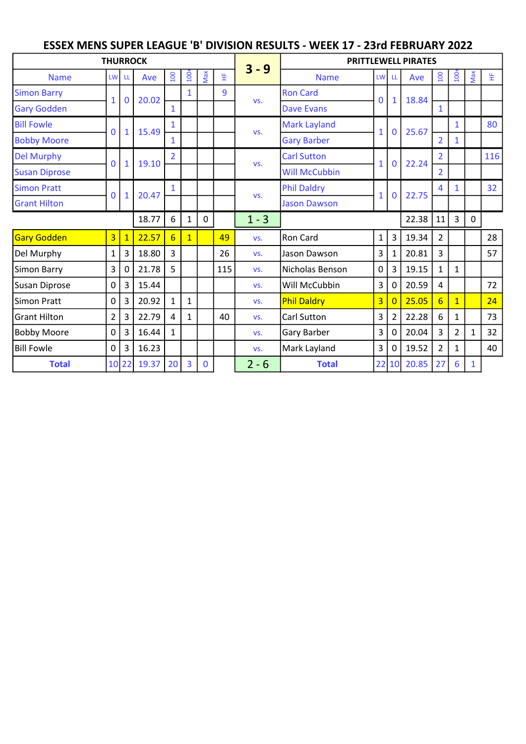# ESSEX MENS SUPER LEAGUE 'B' DIVISION RESULTS - WEEK 17 - 23rd FEBRUARY 2022

| THURROCK | | | | | | | | 3 - 9 | PRITTLEWELL PIRATES | | | | | | | |
|---|---|---|---|---|---|---|---|---|---|---|---|---|---|---|---|---|
| Name | LW | LL | Ave | 100 | 100+ | Max | HF | | Name | LW | LL | Ave | 100 | 100+ | Max | HF |
| Simon Barry | 1 | 0 | 20.02 | | 1 | | 9 | vs. | Ron Card | 0 | 1 | 18.84 | | | | |
| Gary Godden | | | | 1 | | | | | Dave Evans | | | | 1 | | | |
| Bill Fowle | 0 | 1 | 15.49 | 1 | | | | vs. | Mark Layland | 1 | 0 | 25.67 | | 1 | | 80 |
| Bobby Moore | | | | 1 | | | | | Gary Barber | | | | 2 | 1 | | |
| Del Murphy | 0 | 1 | 19.10 | 2 | | | | vs. | Carl Sutton | 1 | 0 | 22.24 | 2 | | | 116 |
| Susan Diprose | | | | | | | | | Will McCubbin | | | | 2 | | | |
| Simon Pratt | 0 | 1 | 20.47 | 1 | | | | vs. | Phil Daldry | 1 | 0 | 22.75 | 4 | 1 | | 32 |
| Grant Hilton | | | | | | | | | Jason Dawson | | | | | | | |
| | | | 18.77 | 6 | 1 | 0 | | 1 - 3 | | | | 22.38 | 11 | 3 | 0 | |
| Gary Godden | 3 | 1 | 22.57 | 6 | 1 | | 49 | vs. | Ron Card | 1 | 3 | 19.34 | 2 | | | 28 |
| Del Murphy | 1 | 3 | 18.80 | 3 | | | 26 | vs. | Jason Dawson | 3 | 1 | 20.81 | 3 | | | 57 |
| Simon Barry | 3 | 0 | 21.78 | 5 | | | 115 | vs. | Nicholas Benson | 0 | 3 | 19.15 | 1 | 1 | | |
| Susan Diprose | 0 | 3 | 15.44 | | | | | vs. | Will McCubbin | 3 | 0 | 20.59 | 4 | | | 72 |
| Simon Pratt | 0 | 3 | 20.92 | 1 | 1 | | | vs. | Phil Daldry | 3 | 0 | 25.05 | 6 | 1 | | 24 |
| Grant Hilton | 2 | 3 | 22.79 | 4 | 1 | | 40 | vs. | Carl Sutton | 3 | 2 | 22.28 | 6 | 1 | | 73 |
| Bobby Moore | 0 | 3 | 16.44 | 1 | | | | vs. | Gary Barber | 3 | 0 | 20.04 | 3 | 2 | 1 | 32 |
| Bill Fowle | 0 | 3 | 16.23 | | | | | vs. | Mark Layland | 3 | 0 | 19.52 | 2 | 1 | | 40 |
| **Total** | 10 | 22 | 19.37 | 20 | 3 | 0 | | 2 - 6 | **Total** | 22 | 10 | 20.85 | 27 | 6 | 1 | |